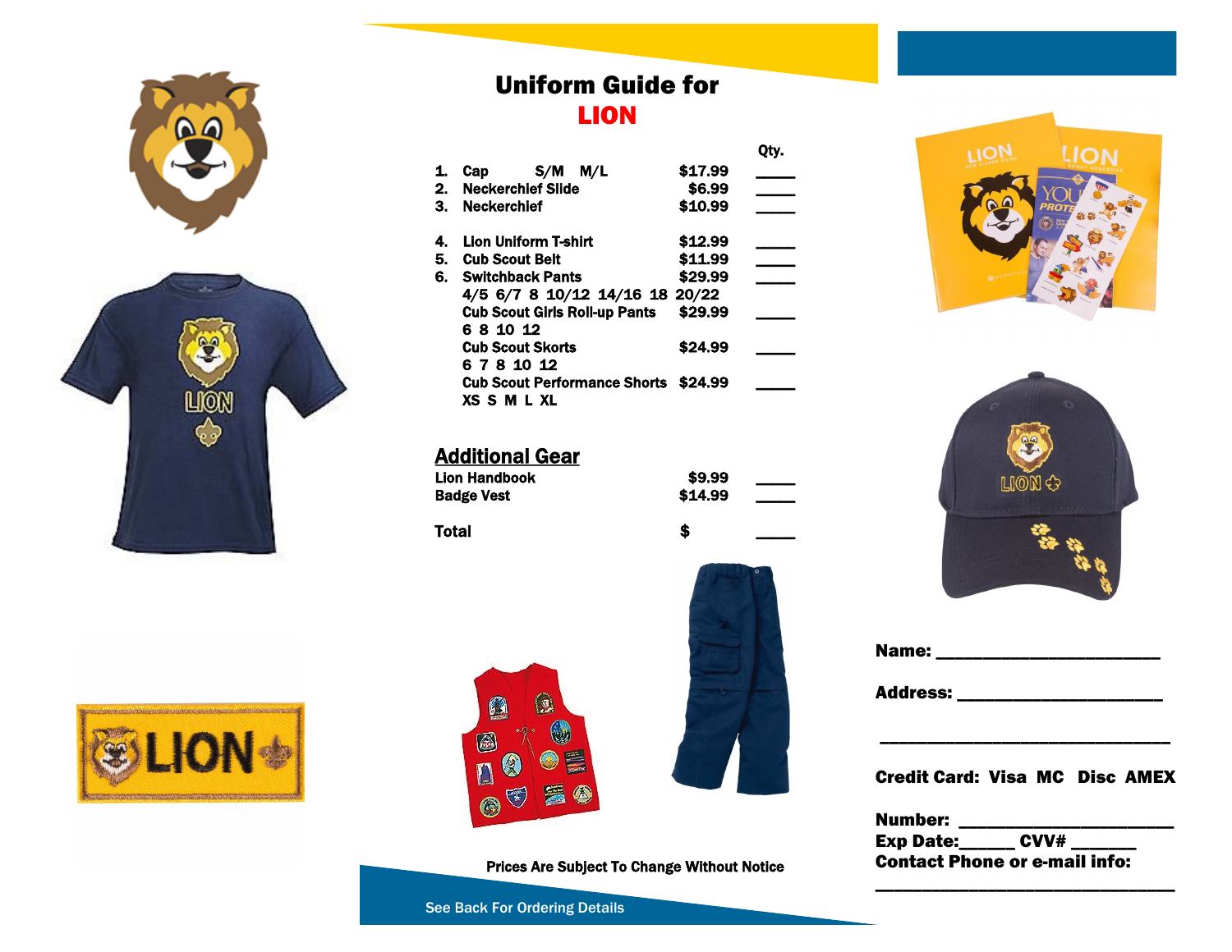# Uniform Guide for LION

| | Item | Price | Qty. |
|---|---|---|---|
| 1. | Cap S/M M/L | $17.99 | ____ |
| 2. | Neckerchief Slide | $6.99 | ____ |
| 3. | Neckerchief | $10.99 | ____ |
| 4. | Lion Uniform T-shirt | $12.99 | ____ |
| 5. | Cub Scout Belt | $11.99 | ____ |
| 6. | Switchback Pants<br>4/5 6/7 8 10/12 14/16 18 20/22 | $29.99 | ____ |
| | Cub Scout Girls Roll-up Pants<br>6 8 10 12 | $29.99 | ____ |
| | Cub Scout Skorts<br>6 7 8 10 12 | $24.99 | ____ |
| | Cub Scout Performance Shorts<br>XS S M L XL | $24.99 | ____ |

## Additional Gear

| Item | Price | Qty. |
|---|---|---|
| Lion Handbook | $9.99 | ____ |
| Badge Vest | $14.99 | ____ |
| **Total** | **$** | ____ |

**Prices Are Subject To Change Without Notice**

See Back For Ordering Details

**Name:** ________________________

**Address:** ______________________

________________________________

**Credit Card: Visa MC Disc AMEX**

**Number:** ______________________

**Exp Date:**______ **CVV#** _______

**Contact Phone or e-mail info:**

________________________________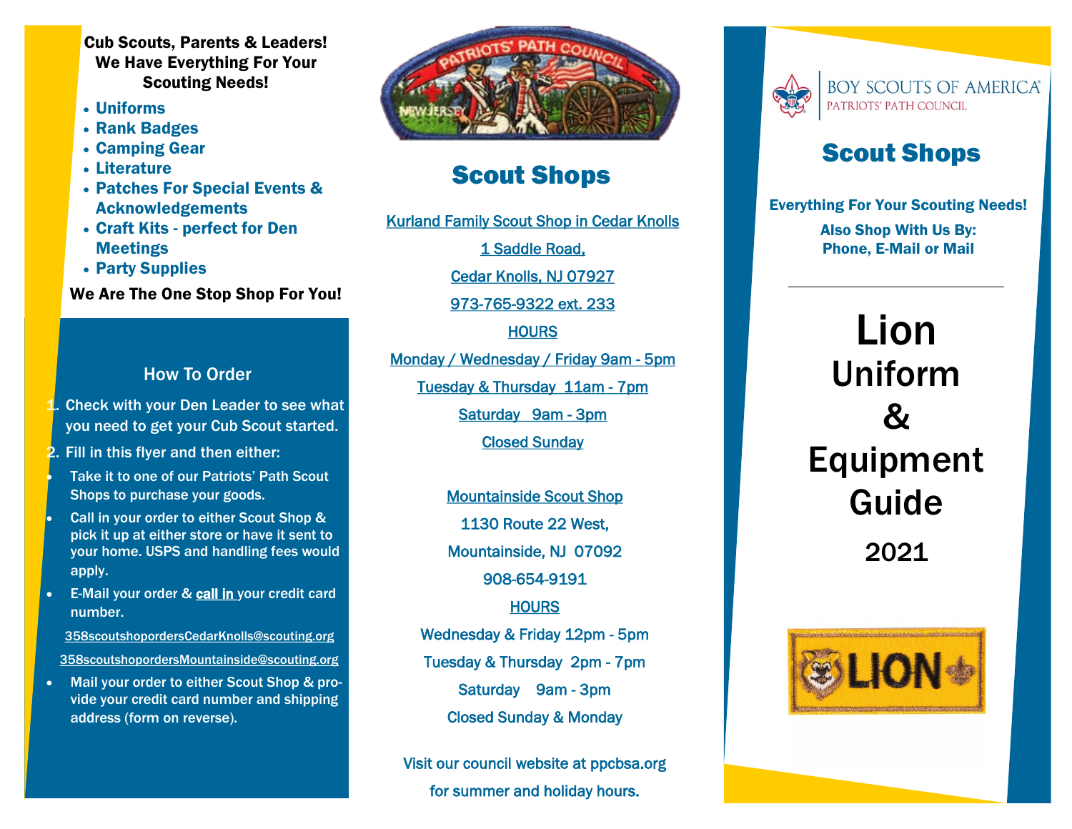**Cub Scouts, Parents & Leaders!
We Have Everything For Your Scouting Needs!**

- **Uniforms**
- **Rank Badges**
- **Camping Gear**
- **Literature**
- **Patches For Special Events & Acknowledgements**
- **Craft Kits - perfect for Den Meetings**
- **Party Supplies**

**We Are The One Stop Shop For You!**

## How To Order

1. Check with your Den Leader to see what you need to get your Cub Scout started.
2. Fill in this flyer and then either:

- Take it to one of our Patriots' Path Scout Shops to purchase your goods.
- Call in your order to either Scout Shop & pick it up at either store or have it sent to your home. USPS and handling fees would apply.
- E-Mail your order & call in your credit card number.

358scoutshopordersCedarKnolls@scouting.org

358scoutshopordersMountainside@scouting.org

- Mail your order to either Scout Shop & provide your credit card number and shipping address (form on reverse).

# Scout Shops

Kurland Family Scout Shop in Cedar Knolls

1 Saddle Road,

Cedar Knolls, NJ 07927

973-765-9322 ext. 233

HOURS

Monday / Wednesday / Friday 9am - 5pm

Tuesday & Thursday 11am - 7pm

Saturday 9am - 3pm

Closed Sunday

Mountainside Scout Shop

1130 Route 22 West,

Mountainside, NJ 07092

908-654-9191

HOURS

Wednesday & Friday 12pm - 5pm

Tuesday & Thursday 2pm - 7pm

Saturday 9am - 3pm

Closed Sunday & Monday

Visit our council website at ppcbsa.org for summer and holiday hours.

BOY SCOUTS OF AMERICA
PATRIOTS' PATH COUNCIL

# Scout Shops

**Everything For Your Scouting Needs!**

**Also Shop With Us By:
Phone, E-Mail or Mail**

---

# Lion Uniform & Equipment Guide

## 2021